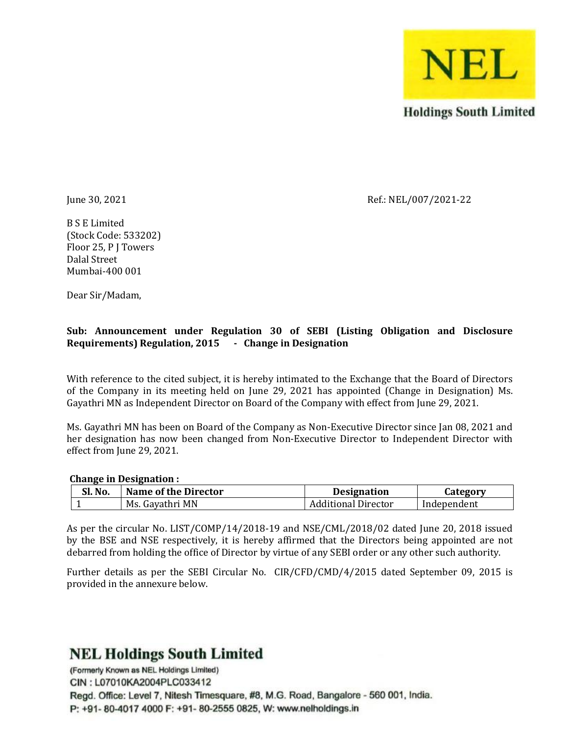NEL

Holdings South Limited

June 30, 2021 Ref.: NEL/007/2021-22

B S E Limited
(Stock Code: 533202)
Floor 25, P J Towers
Dalal Street
Mumbai-400 001

Dear Sir/Madam,

**Sub: Announcement under Regulation 30 of SEBI (Listing Obligation and Disclosure Requirements) Regulation, 2015 - Change in Designation**

With reference to the cited subject, it is hereby intimated to the Exchange that the Board of Directors of the Company in its meeting held on June 29, 2021 has appointed (Change in Designation) Ms. Gayathri MN as Independent Director on Board of the Company with effect from June 29, 2021.

Ms. Gayathri MN has been on Board of the Company as Non-Executive Director since Jan 08, 2021 and her designation has now been changed from Non-Executive Director to Independent Director with effect from June 29, 2021.

**Change in Designation :**

| Sl. No. | Name of the Director | Designation | Category |
|---|---|---|---|
| 1 | Ms. Gayathri MN | Additional Director | Independent |

As per the circular No. LIST/COMP/14/2018-19 and NSE/CML/2018/02 dated June 20, 2018 issued by the BSE and NSE respectively, it is hereby affirmed that the Directors being appointed are not debarred from holding the office of Director by virtue of any SEBI order or any other such authority.

Further details as per the SEBI Circular No. CIR/CFD/CMD/4/2015 dated September 09, 2015 is provided in the annexure below.

**NEL Holdings South Limited**

(Formerly Known as NEL Holdings Limited)
CIN : L07010KA2004PLC033412
Regd. Office: Level 7, Nitesh Timesquare, #8, M.G. Road, Bangalore - 560 001, India.
P: +91- 80-4017 4000 F: +91- 80-2555 0825, W: www.nelholdings.in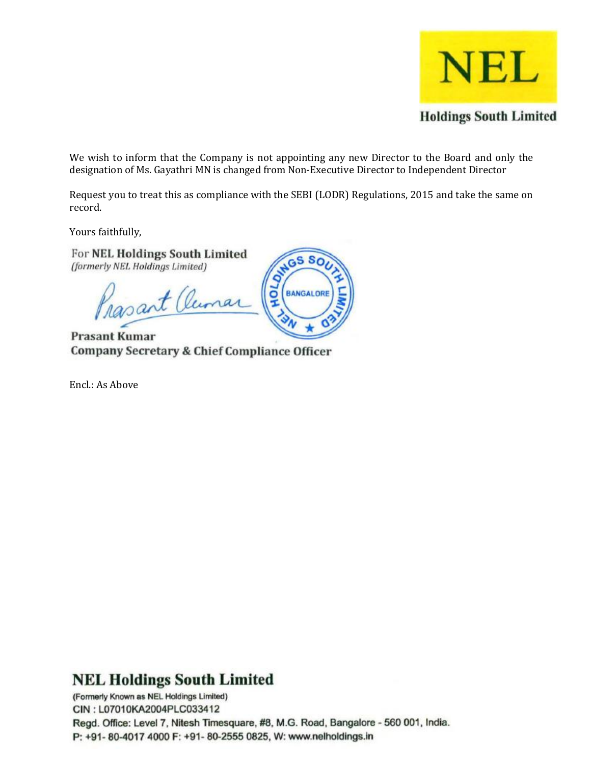We wish to inform that the Company is not appointing any new Director to the Board and only the designation of Ms. Gayathri MN is changed from Non-Executive Director to Independent Director

Request you to treat this as compliance with the SEBI (LODR) Regulations, 2015 and take the same on record.

Yours faithfully,

For **NEL Holdings South Limited**
*(formerly NEL Holdings Limited)*

**Prasant Kumar**
**Company Secretary & Chief Compliance Officer**

Encl.: As Above

**NEL Holdings South Limited**
(Formerly Known as NEL Holdings Limited)
CIN : L07010KA2004PLC033412
Regd. Office: Level 7, Nitesh Timesquare, #8, M.G. Road, Bangalore - 560 001, India.
P: +91- 80-4017 4000 F: +91- 80-2555 0825, W: www.nelholdings.in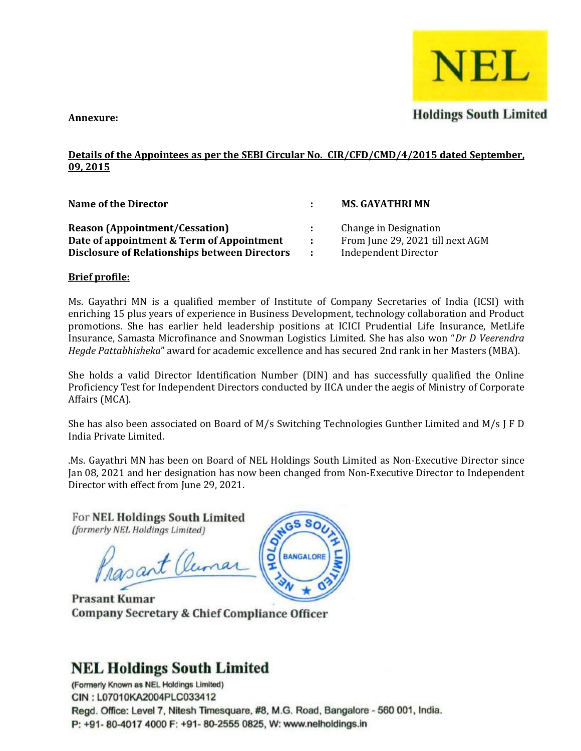NEL

Holdings South Limited

**Annexure:**

**Details of the Appointees as per the SEBI Circular No. CIR/CFD/CMD/4/2015 dated September, 09, 2015**

| | | |
|---|---|---|
| **Name of the Director** | : | **MS. GAYATHRI MN** |
| **Reason (Appointment/Cessation)** | : | Change in Designation |
| **Date of appointment & Term of Appointment** | : | From June 29, 2021 till next AGM |
| **Disclosure of Relationships between Directors** | : | Independent Director |

**Brief profile:**

Ms. Gayathri MN is a qualified member of Institute of Company Secretaries of India (ICSI) with enriching 15 plus years of experience in Business Development, technology collaboration and Product promotions. She has earlier held leadership positions at ICICI Prudential Life Insurance, MetLife Insurance, Samasta Microfinance and Snowman Logistics Limited. She has also won "*Dr D Veerendra Hegde Pattabhisheka*" award for academic excellence and has secured 2nd rank in her Masters (MBA).

She holds a valid Director Identification Number (DIN) and has successfully qualified the Online Proficiency Test for Independent Directors conducted by IICA under the aegis of Ministry of Corporate Affairs (MCA).

She has also been associated on Board of M/s Switching Technologies Gunther Limited and M/s J F D India Private Limited.

.Ms. Gayathri MN has been on Board of NEL Holdings South Limited as Non-Executive Director since Jan 08, 2021 and her designation has now been changed from Non-Executive Director to Independent Director with effect from June 29, 2021.

For **NEL Holdings South Limited**
*(formerly NEL Holdings Limited)*

**Prasant Kumar**
**Company Secretary & Chief Compliance Officer**

**NEL Holdings South Limited**
(Formerly Known as NEL Holdings Limited)
CIN : L07010KA2004PLC033412
Regd. Office: Level 7, Nitesh Timesquare, #8, M.G. Road, Bangalore - 560 001, India.
P: +91- 80-4017 4000 F: +91- 80-2555 0825, W: www.nelholdings.in